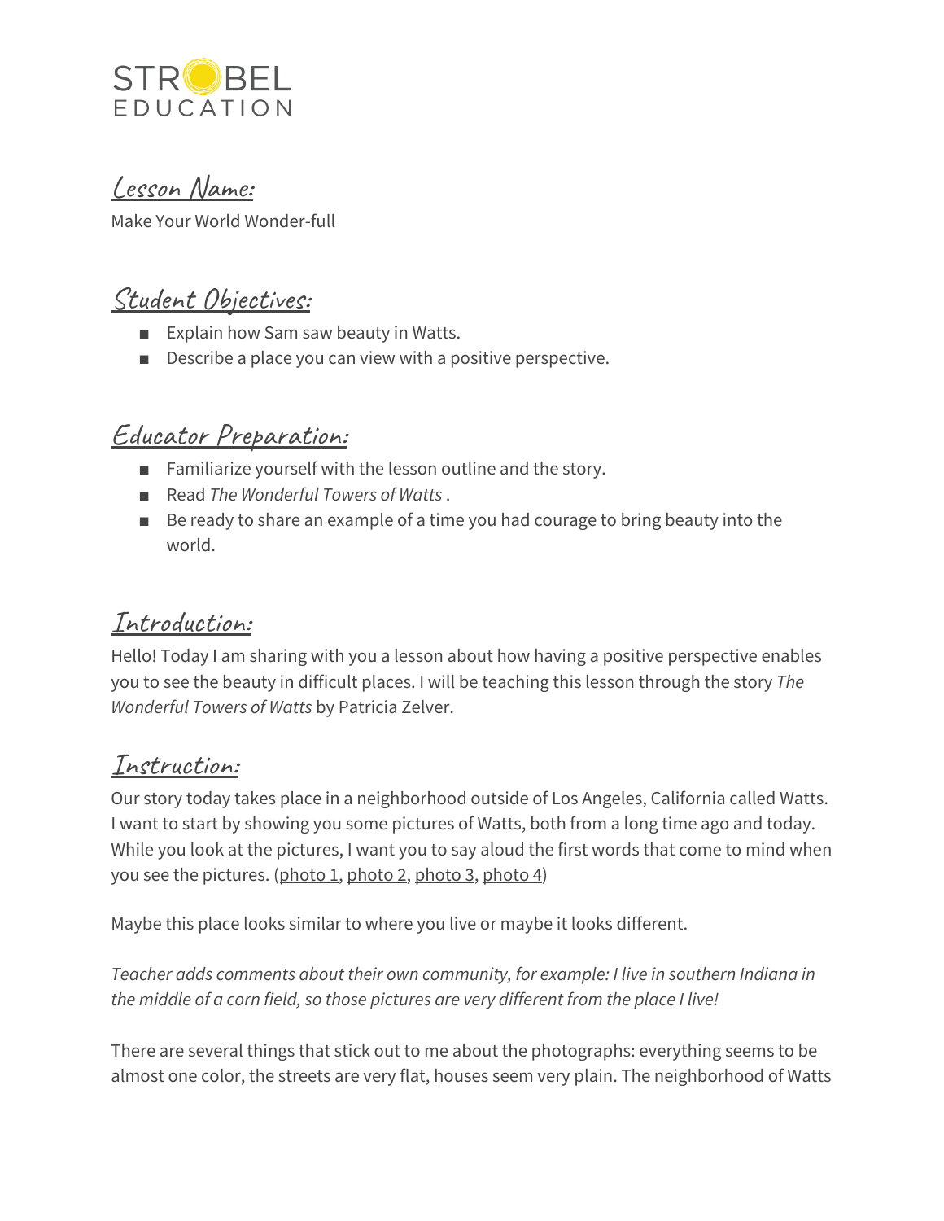STROBEL EDUCATION

## Lesson Name:

Make Your World Wonder-full

## Student Objectives:

- Explain how Sam saw beauty in Watts.
- Describe a place you can view with a positive perspective.

## Educator Preparation:

- Familiarize yourself with the lesson outline and the story.
- Read *The Wonderful Towers of Watts* .
- Be ready to share an example of a time you had courage to bring beauty into the world.

## Introduction:

Hello! Today I am sharing with you a lesson about how having a positive perspective enables you to see the beauty in difficult places. I will be teaching this lesson through the story *The Wonderful Towers of Watts* by Patricia Zelver.

## Instruction:

Our story today takes place in a neighborhood outside of Los Angeles, California called Watts. I want to start by showing you some pictures of Watts, both from a long time ago and today. While you look at the pictures, I want you to say aloud the first words that come to mind when you see the pictures. (photo 1, photo 2, photo 3, photo 4)

Maybe this place looks similar to where you live or maybe it looks different.

*Teacher adds comments about their own community, for example: I live in southern Indiana in the middle of a corn field, so those pictures are very different from the place I live!*

There are several things that stick out to me about the photographs: everything seems to be almost one color, the streets are very flat, houses seem very plain. The neighborhood of Watts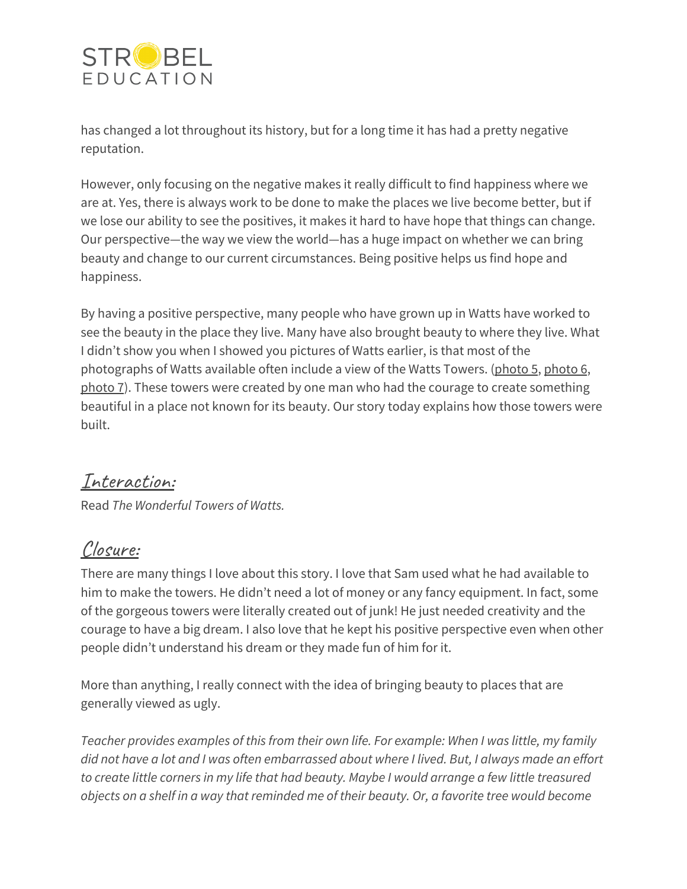has changed a lot throughout its history, but for a long time it has had a pretty negative reputation.

However, only focusing on the negative makes it really difficult to find happiness where we are at. Yes, there is always work to be done to make the places we live become better, but if we lose our ability to see the positives, it makes it hard to have hope that things can change. Our perspective—the way we view the world—has a huge impact on whether we can bring beauty and change to our current circumstances. Being positive helps us find hope and happiness.

By having a positive perspective, many people who have grown up in Watts have worked to see the beauty in the place they live. Many have also brought beauty to where they live. What I didn't show you when I showed you pictures of Watts earlier, is that most of the photographs of Watts available often include a view of the Watts Towers. (photo 5, photo 6, photo 7). These towers were created by one man who had the courage to create something beautiful in a place not known for its beauty. Our story today explains how those towers were built.

## Interaction:

Read *The Wonderful Towers of Watts.*

## Closure:

There are many things I love about this story. I love that Sam used what he had available to him to make the towers. He didn't need a lot of money or any fancy equipment. In fact, some of the gorgeous towers were literally created out of junk! He just needed creativity and the courage to have a big dream. I also love that he kept his positive perspective even when other people didn't understand his dream or they made fun of him for it.

More than anything, I really connect with the idea of bringing beauty to places that are generally viewed as ugly.

*Teacher provides examples of this from their own life. For example: When I was little, my family did not have a lot and I was often embarrassed about where I lived. But, I always made an effort to create little corners in my life that had beauty. Maybe I would arrange a few little treasured objects on a shelf in a way that reminded me of their beauty. Or, a favorite tree would become*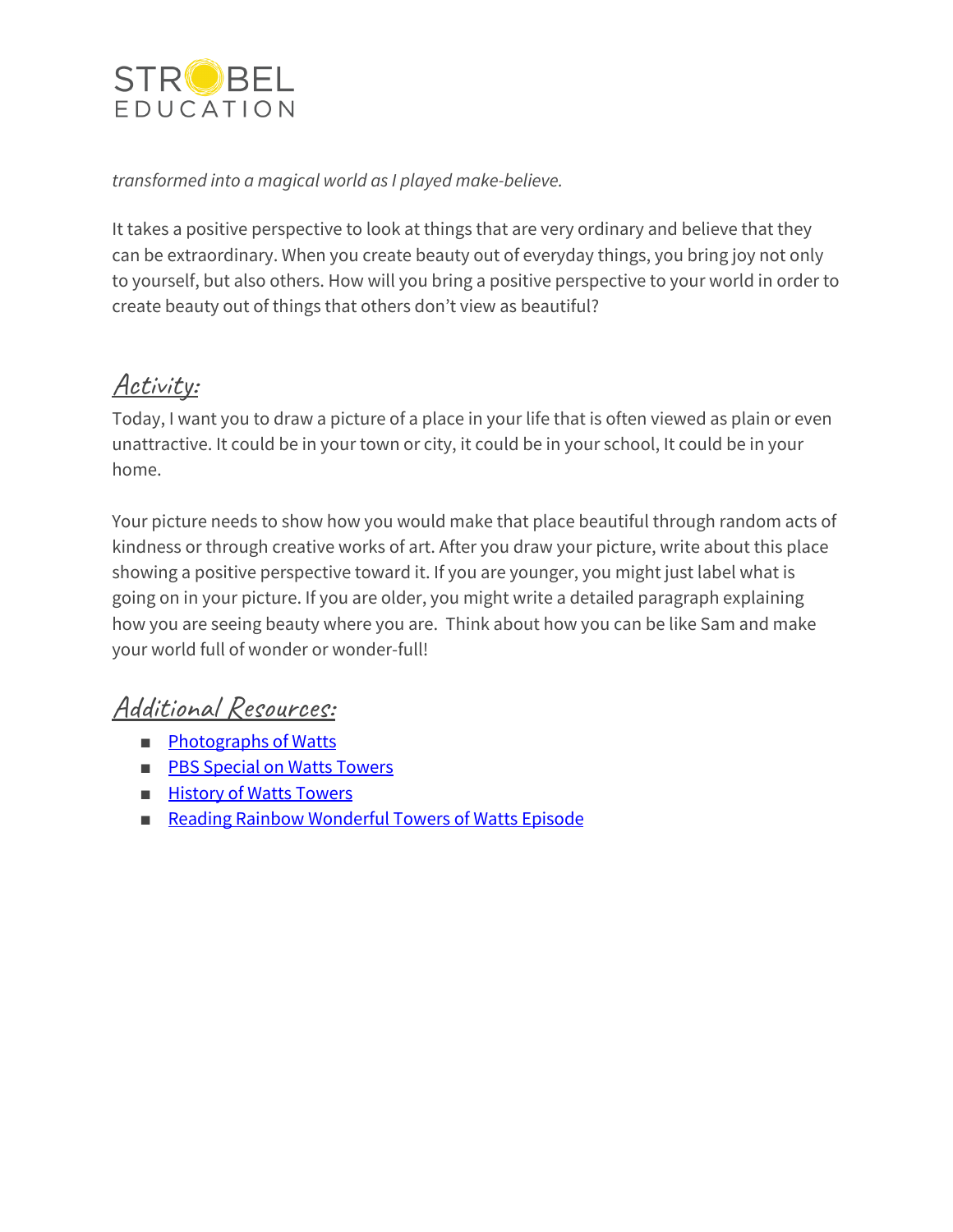*transformed into a magical world as I played make-believe.*

It takes a positive perspective to look at things that are very ordinary and believe that they can be extraordinary. When you create beauty out of everyday things, you bring joy not only to yourself, but also others. How will you bring a positive perspective to your world in order to create beauty out of things that others don't view as beautiful?

## Activity:

Today, I want you to draw a picture of a place in your life that is often viewed as plain or even unattractive. It could be in your town or city, it could be in your school, It could be in your home.

Your picture needs to show how you would make that place beautiful through random acts of kindness or through creative works of art. After you draw your picture, write about this place showing a positive perspective toward it. If you are younger, you might just label what is going on in your picture. If you are older, you might write a detailed paragraph explaining how you are seeing beauty where you are. Think about how you can be like Sam and make your world full of wonder or wonder-full!

## Additional Resources:

- Photographs of Watts
- PBS Special on Watts Towers
- History of Watts Towers
- Reading Rainbow Wonderful Towers of Watts Episode